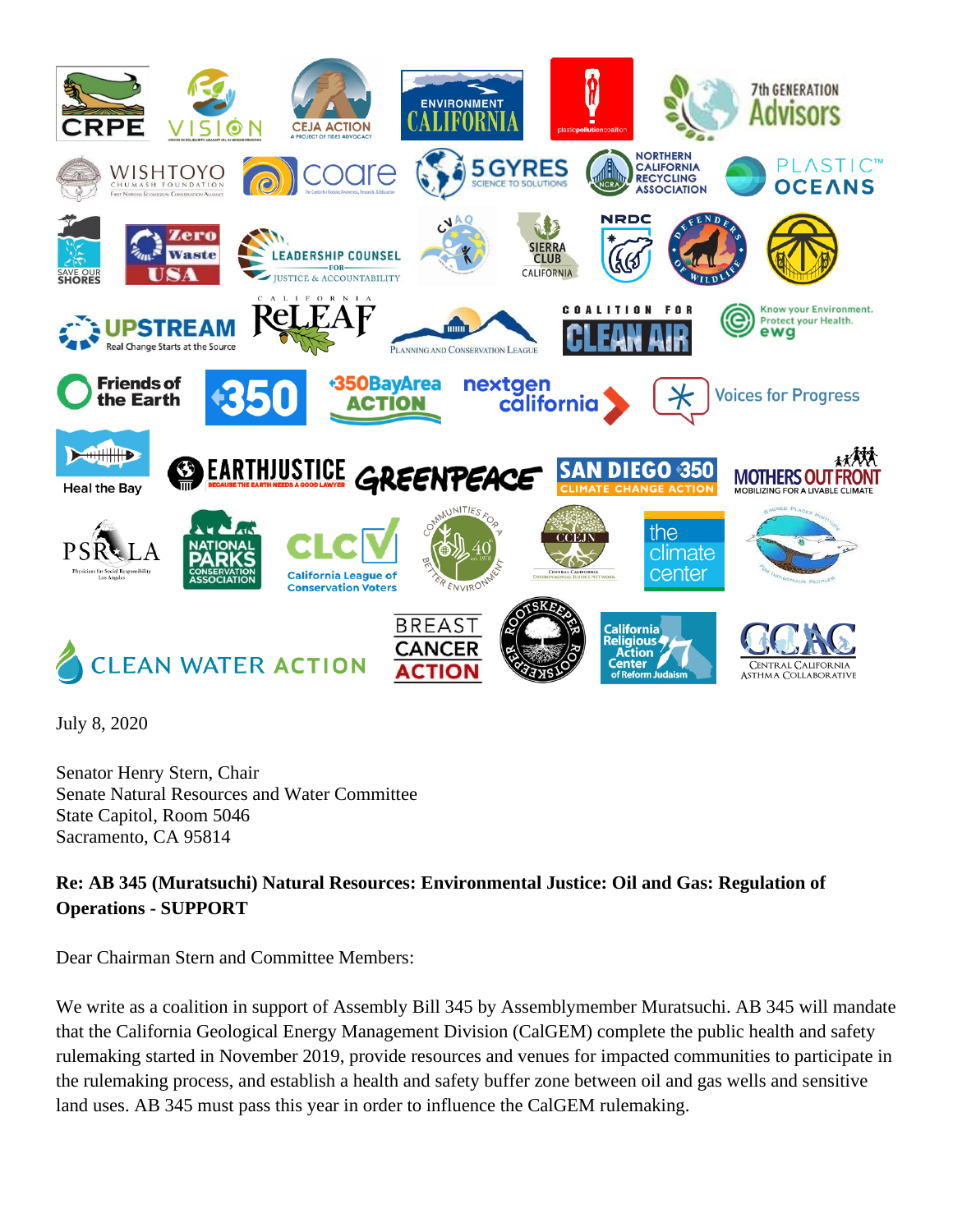July 8, 2020

Senator Henry Stern, Chair
Senate Natural Resources and Water Committee
State Capitol, Room 5046
Sacramento, CA 95814

**Re: AB 345 (Muratsuchi) Natural Resources: Environmental Justice: Oil and Gas: Regulation of Operations - SUPPORT**

Dear Chairman Stern and Committee Members:

We write as a coalition in support of Assembly Bill 345 by Assemblymember Muratsuchi. AB 345 will mandate that the California Geological Energy Management Division (CalGEM) complete the public health and safety rulemaking started in November 2019, provide resources and venues for impacted communities to participate in the rulemaking process, and establish a health and safety buffer zone between oil and gas wells and sensitive land uses. AB 345 must pass this year in order to influence the CalGEM rulemaking.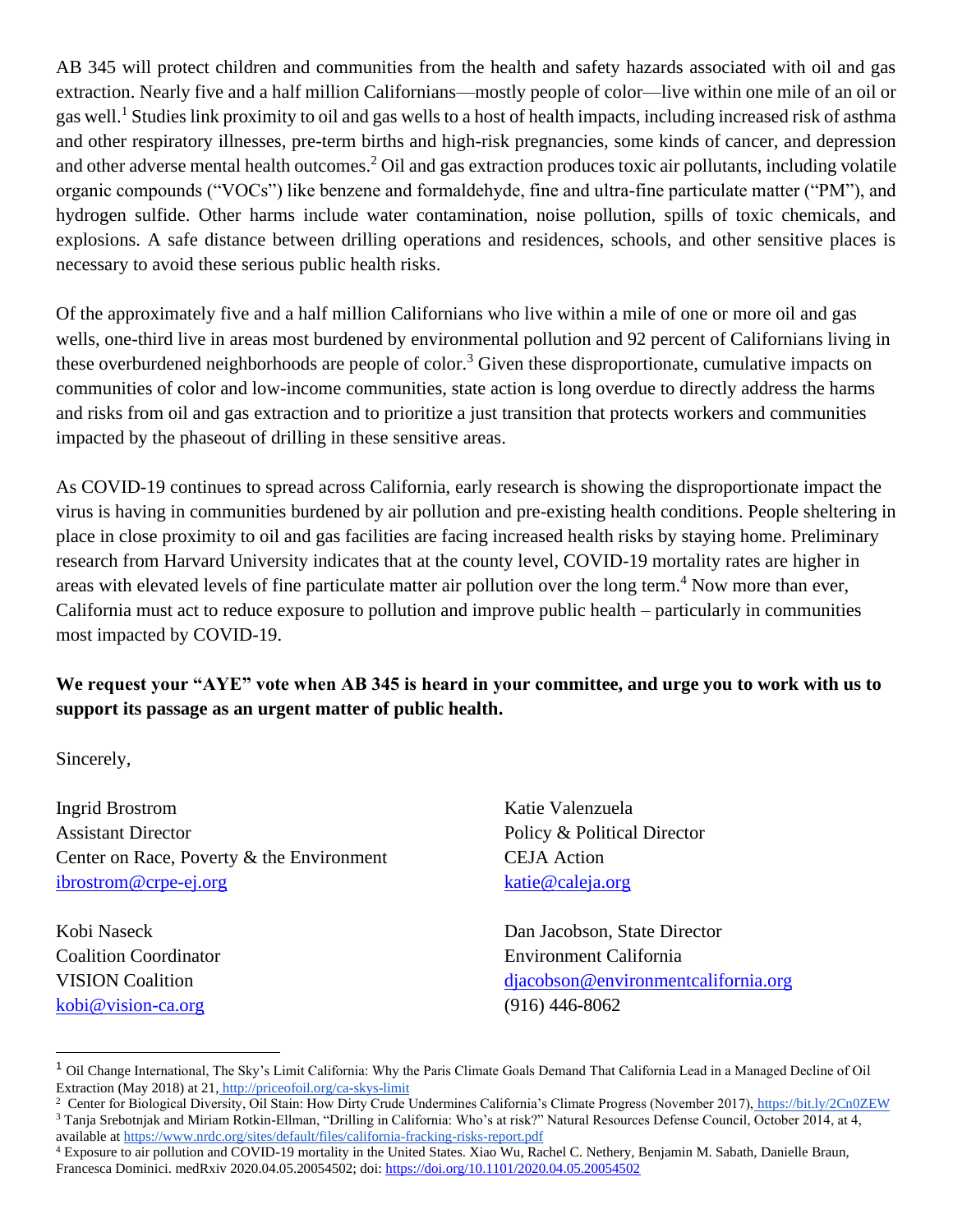AB 345 will protect children and communities from the health and safety hazards associated with oil and gas extraction. Nearly five and a half million Californians—mostly people of color—live within one mile of an oil or gas well.[1] Studies link proximity to oil and gas wells to a host of health impacts, including increased risk of asthma and other respiratory illnesses, pre-term births and high-risk pregnancies, some kinds of cancer, and depression and other adverse mental health outcomes.[2] Oil and gas extraction produces toxic air pollutants, including volatile organic compounds ("VOCs") like benzene and formaldehyde, fine and ultra-fine particulate matter ("PM"), and hydrogen sulfide. Other harms include water contamination, noise pollution, spills of toxic chemicals, and explosions. A safe distance between drilling operations and residences, schools, and other sensitive places is necessary to avoid these serious public health risks.

Of the approximately five and a half million Californians who live within a mile of one or more oil and gas wells, one-third live in areas most burdened by environmental pollution and 92 percent of Californians living in these overburdened neighborhoods are people of color.[3] Given these disproportionate, cumulative impacts on communities of color and low-income communities, state action is long overdue to directly address the harms and risks from oil and gas extraction and to prioritize a just transition that protects workers and communities impacted by the phaseout of drilling in these sensitive areas.

As COVID-19 continues to spread across California, early research is showing the disproportionate impact the virus is having in communities burdened by air pollution and pre-existing health conditions. People sheltering in place in close proximity to oil and gas facilities are facing increased health risks by staying home. Preliminary research from Harvard University indicates that at the county level, COVID-19 mortality rates are higher in areas with elevated levels of fine particulate matter air pollution over the long term.[4] Now more than ever, California must act to reduce exposure to pollution and improve public health – particularly in communities most impacted by COVID-19.

**We request your "AYE" vote when AB 345 is heard in your committee, and urge you to work with us to support its passage as an urgent matter of public health.**

Sincerely,

Ingrid Brostrom
Assistant Director
Center on Race, Poverty & the Environment
ibrostrom@crpe-ej.org

Katie Valenzuela
Policy & Political Director
CEJA Action
katie@caleja.org

Kobi Naseck
Coalition Coordinator
VISION Coalition
kobi@vision-ca.org

Dan Jacobson, State Director
Environment California
djacobson@environmentcalifornia.org
(916) 446-8062

---

[1] Oil Change International, The Sky's Limit California: Why the Paris Climate Goals Demand That California Lead in a Managed Decline of Oil Extraction (May 2018) at 21, http://priceofoil.org/ca-skys-limit

[2] Center for Biological Diversity, Oil Stain: How Dirty Crude Undermines California's Climate Progress (November 2017), https://bit.ly/2Cn0ZEW

[3] Tanja Srebotnjak and Miriam Rotkin-Ellman, "Drilling in California: Who's at risk?" Natural Resources Defense Council, October 2014, at 4, available at https://www.nrdc.org/sites/default/files/california-fracking-risks-report.pdf

[4] Exposure to air pollution and COVID-19 mortality in the United States. Xiao Wu, Rachel C. Nethery, Benjamin M. Sabath, Danielle Braun, Francesca Dominici. medRxiv 2020.04.05.20054502; doi: https://doi.org/10.1101/2020.04.05.20054502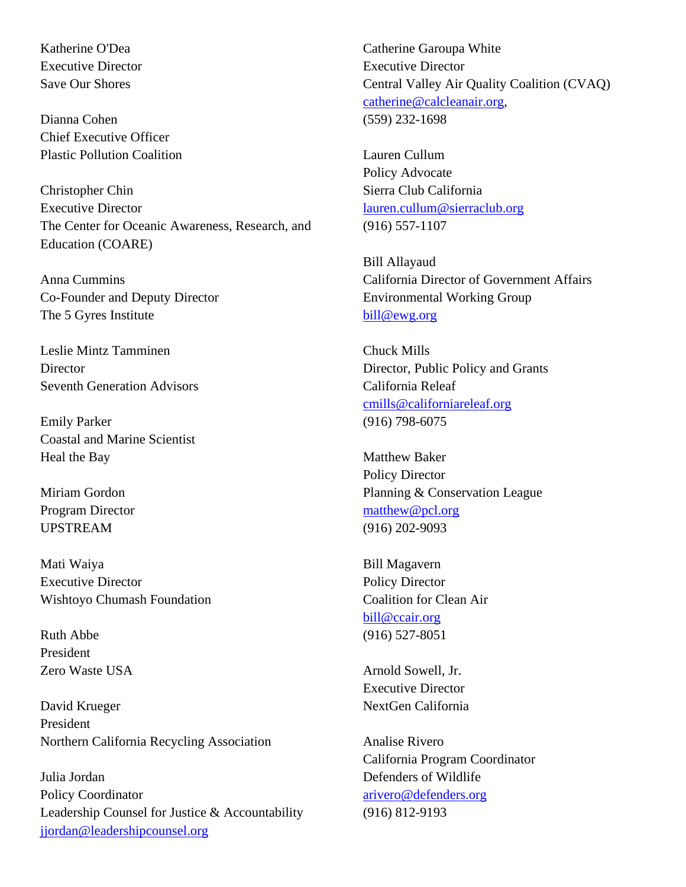Katherine O'Dea
Executive Director
Save Our Shores

Dianna Cohen
Chief Executive Officer
Plastic Pollution Coalition

Christopher Chin
Executive Director
The Center for Oceanic Awareness, Research, and Education (COARE)

Anna Cummins
Co-Founder and Deputy Director
The 5 Gyres Institute

Leslie Mintz Tamminen
Director
Seventh Generation Advisors

Emily Parker
Coastal and Marine Scientist
Heal the Bay

Miriam Gordon
Program Director
UPSTREAM

Mati Waiya
Executive Director
Wishtoyo Chumash Foundation

Ruth Abbe
President
Zero Waste USA

David Krueger
President
Northern California Recycling Association

Julia Jordan
Policy Coordinator
Leadership Counsel for Justice & Accountability
jjordan@leadershipcounsel.org

Catherine Garoupa White
Executive Director
Central Valley Air Quality Coalition (CVAQ)
catherine@calcleanair.org,
(559) 232-1698

Lauren Cullum
Policy Advocate
Sierra Club California
lauren.cullum@sierraclub.org
(916) 557-1107

Bill Allayaud
California Director of Government Affairs
Environmental Working Group
bill@ewg.org

Chuck Mills
Director, Public Policy and Grants
California Releaf
cmills@californiareleaf.org
(916) 798-6075

Matthew Baker
Policy Director
Planning & Conservation League
matthew@pcl.org
(916) 202-9093

Bill Magavern
Policy Director
Coalition for Clean Air
bill@ccair.org
(916) 527-8051

Arnold Sowell, Jr.
Executive Director
NextGen California

Analise Rivero
California Program Coordinator
Defenders of Wildlife
arivero@defenders.org
(916) 812-9193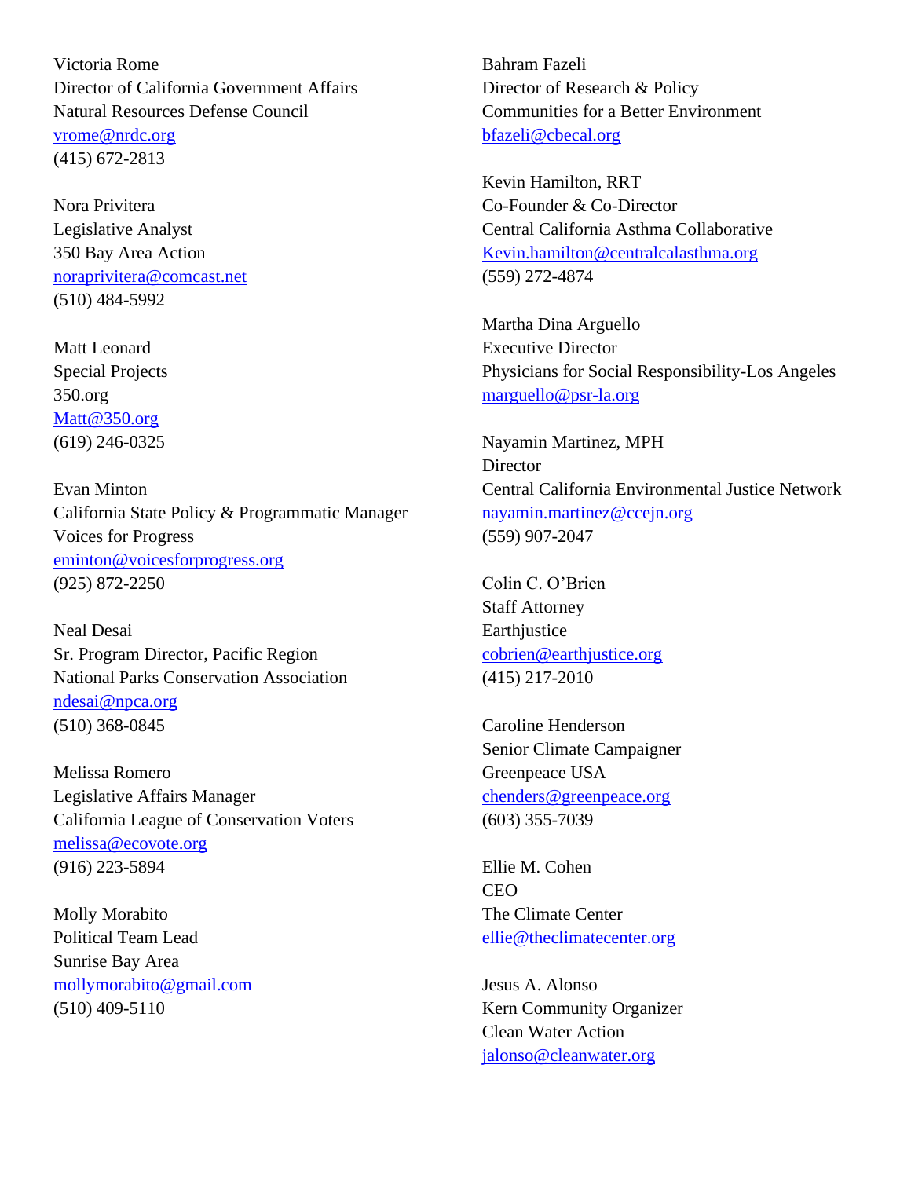Victoria Rome
Director of California Government Affairs
Natural Resources Defense Council
vrome@nrdc.org
(415) 672-2813

Nora Privitera
Legislative Analyst
350 Bay Area Action
noraprivitera@comcast.net
(510) 484-5992

Matt Leonard
Special Projects
350.org
Matt@350.org
(619) 246-0325

Evan Minton
California State Policy & Programmatic Manager
Voices for Progress
eminton@voicesforprogress.org
(925) 872-2250

Neal Desai
Sr. Program Director, Pacific Region
National Parks Conservation Association
ndesai@npca.org
(510) 368-0845

Melissa Romero
Legislative Affairs Manager
California League of Conservation Voters
melissa@ecovote.org
(916) 223-5894

Molly Morabito
Political Team Lead
Sunrise Bay Area
mollymorabito@gmail.com
(510) 409-5110

Bahram Fazeli
Director of Research & Policy
Communities for a Better Environment
bfazeli@cbecal.org

Kevin Hamilton, RRT
Co-Founder & Co-Director
Central California Asthma Collaborative
Kevin.hamilton@centralcalasthma.org
(559) 272-4874

Martha Dina Arguello
Executive Director
Physicians for Social Responsibility-Los Angeles
marguello@psr-la.org

Nayamin Martinez, MPH
Director
Central California Environmental Justice Network
nayamin.martinez@ccejn.org
(559) 907-2047

Colin C. O'Brien
Staff Attorney
Earthjustice
cobrien@earthjustice.org
(415) 217-2010

Caroline Henderson
Senior Climate Campaigner
Greenpeace USA
chenders@greenpeace.org
(603) 355-7039

Ellie M. Cohen
CEO
The Climate Center
ellie@theclimatecenter.org

Jesus A. Alonso
Kern Community Organizer
Clean Water Action
jalonso@cleanwater.org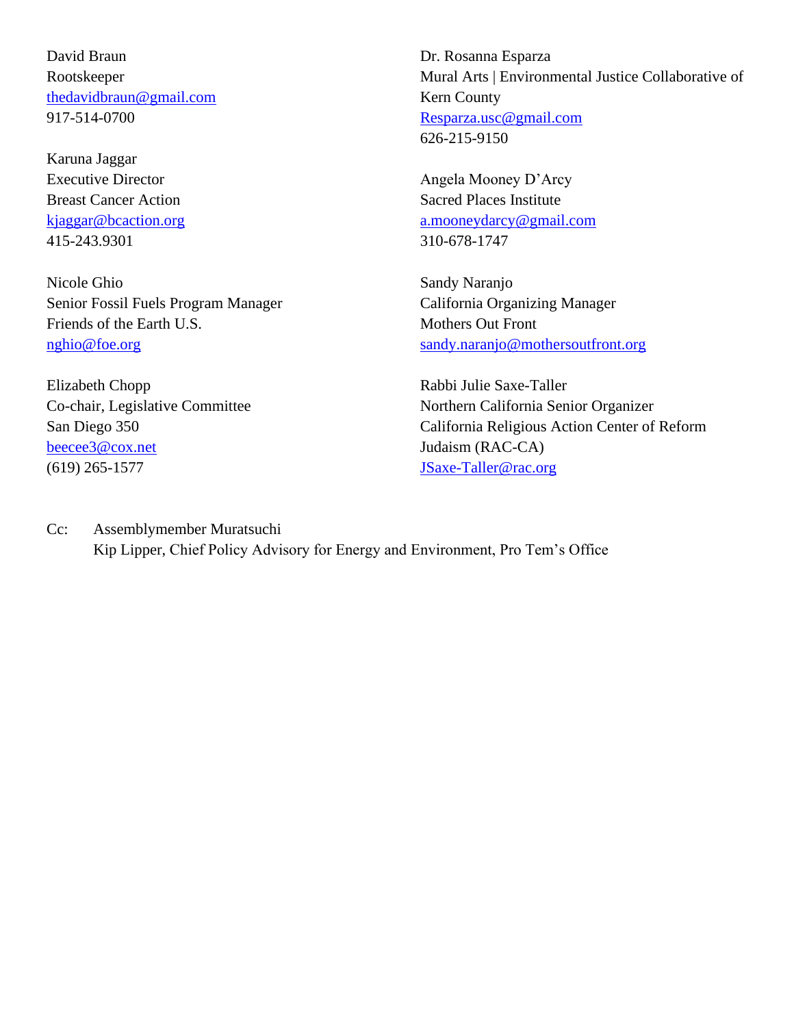David Braun
Rootskeeper
thedavidbraun@gmail.com
917-514-0700

Karuna Jaggar
Executive Director
Breast Cancer Action
kjaggar@bcaction.org
415-243.9301

Nicole Ghio
Senior Fossil Fuels Program Manager
Friends of the Earth U.S.
nghio@foe.org

Elizabeth Chopp
Co-chair, Legislative Committee
San Diego 350
beecee3@cox.net
(619) 265-1577

Dr. Rosanna Esparza
Mural Arts | Environmental Justice Collaborative of Kern County
Resparza.usc@gmail.com
626-215-9150

Angela Mooney D'Arcy
Sacred Places Institute
a.mooneydarcy@gmail.com
310-678-1747

Sandy Naranjo
California Organizing Manager
Mothers Out Front
sandy.naranjo@mothersoutfront.org

Rabbi Julie Saxe-Taller
Northern California Senior Organizer
California Religious Action Center of Reform Judaism (RAC-CA)
JSaxe-Taller@rac.org

Cc: Assemblymember Muratsuchi
Kip Lipper, Chief Policy Advisory for Energy and Environment, Pro Tem's Office